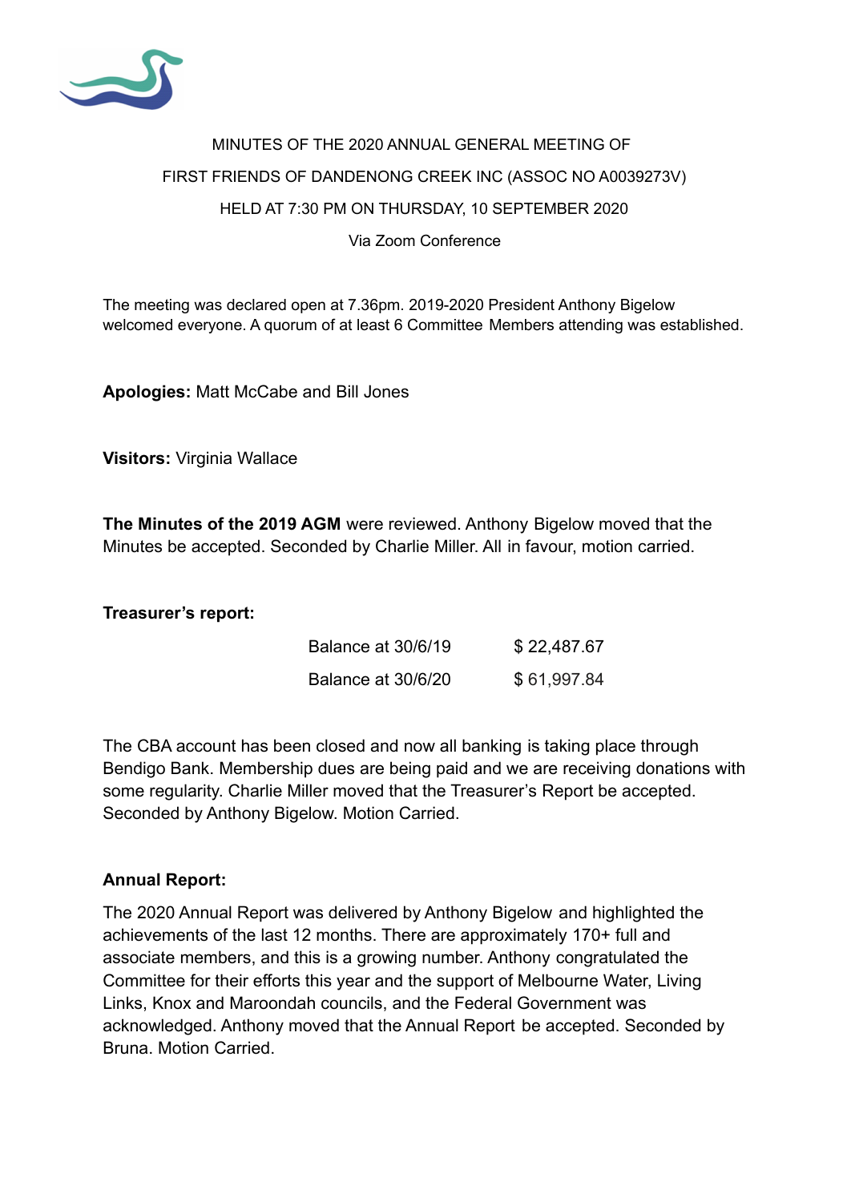MINUTES OF THE 2020 ANNUAL GENERAL MEETING OF

FIRST FRIENDS OF DANDENONG CREEK INC (ASSOC NO A0039273V)

HELD AT 7:30 PM ON THURSDAY, 10 SEPTEMBER 2020

Via Zoom Conference

The meeting was declared open at 7.36pm. 2019-2020 President Anthony Bigelow welcomed everyone. A quorum of at least 6 Committee Members attending was established.

**Apologies:** Matt McCabe and Bill Jones

**Visitors:** Virginia Wallace

**The Minutes of the 2019 AGM** were reviewed. Anthony Bigelow moved that the Minutes be accepted. Seconded by Charlie Miller. All in favour, motion carried.

**Treasurer's report:**

| | |
|---|---|
| Balance at 30/6/19 | $ 22,487.67 |
| Balance at 30/6/20 | $ 61,997.84 |

The CBA account has been closed and now all banking is taking place through Bendigo Bank. Membership dues are being paid and we are receiving donations with some regularity. Charlie Miller moved that the Treasurer's Report be accepted. Seconded by Anthony Bigelow. Motion Carried.

**Annual Report:**

The 2020 Annual Report was delivered by Anthony Bigelow and highlighted the achievements of the last 12 months. There are approximately 170+ full and associate members, and this is a growing number. Anthony congratulated the Committee for their efforts this year and the support of Melbourne Water, Living Links, Knox and Maroondah councils, and the Federal Government was acknowledged. Anthony moved that the Annual Report be accepted. Seconded by Bruna. Motion Carried.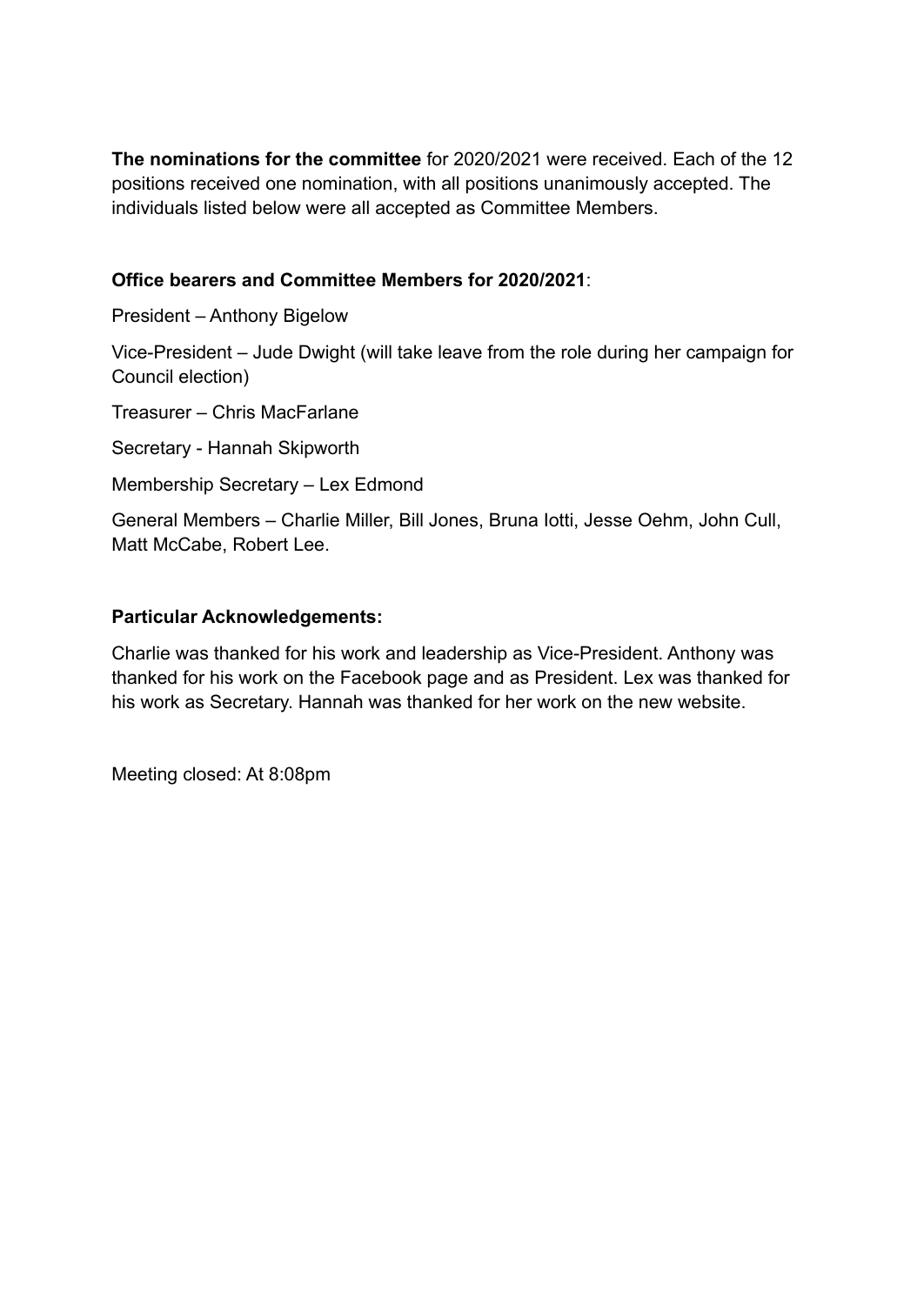**The nominations for the committee** for 2020/2021 were received. Each of the 12 positions received one nomination, with all positions unanimously accepted. The individuals listed below were all accepted as Committee Members.

**Office bearers and Committee Members for 2020/2021**:

President – Anthony Bigelow

Vice-President – Jude Dwight (will take leave from the role during her campaign for Council election)

Treasurer – Chris MacFarlane

Secretary - Hannah Skipworth

Membership Secretary – Lex Edmond

General Members – Charlie Miller, Bill Jones, Bruna Iotti, Jesse Oehm, John Cull, Matt McCabe, Robert Lee.

**Particular Acknowledgements:**

Charlie was thanked for his work and leadership as Vice-President. Anthony was thanked for his work on the Facebook page and as President. Lex was thanked for his work as Secretary. Hannah was thanked for her work on the new website.

Meeting closed: At 8:08pm